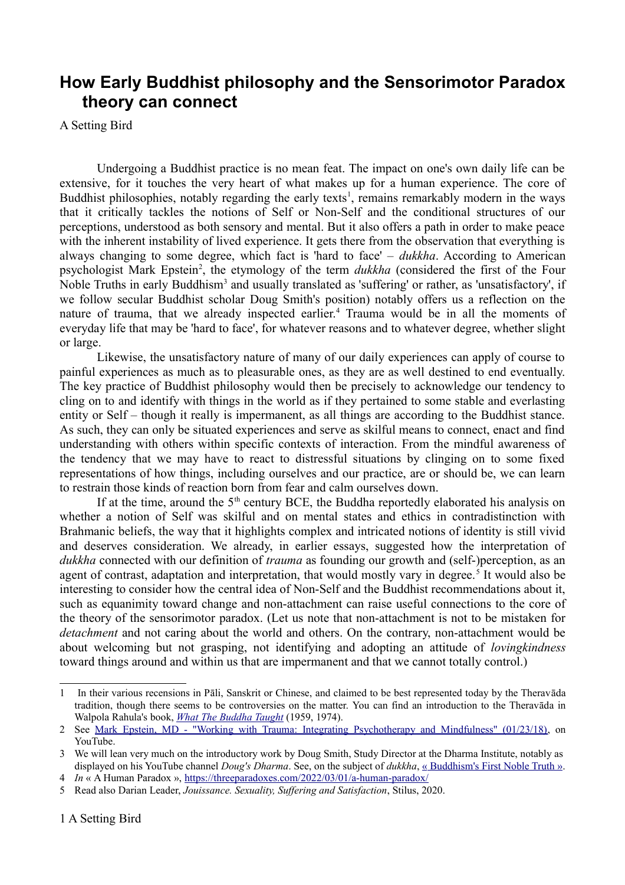# How Early Buddhist philosophy and the Sensorimotor Paradox theory can connect

A Setting Bird

Undergoing a Buddhist practice is no mean feat. The impact on one's own daily life can be extensive, for it touches the very heart of what makes up for a human experience. The core of Buddhist philosophies, notably regarding the early texts[1], remains remarkably modern in the ways that it critically tackles the notions of Self or Non-Self and the conditional structures of our perceptions, understood as both sensory and mental. But it also offers a path in order to make peace with the inherent instability of lived experience. It gets there from the observation that everything is always changing to some degree, which fact is 'hard to face' – *dukkha*. According to American psychologist Mark Epstein[2], the etymology of the term *dukkha* (considered the first of the Four Noble Truths in early Buddhism[3] and usually translated as 'suffering' or rather, as 'unsatisfactory', if we follow secular Buddhist scholar Doug Smith's position) notably offers us a reflection on the nature of trauma, that we already inspected earlier.[4] Trauma would be in all the moments of everyday life that may be 'hard to face', for whatever reasons and to whatever degree, whether slight or large.

Likewise, the unsatisfactory nature of many of our daily experiences can apply of course to painful experiences as much as to pleasurable ones, as they are as well destined to end eventually. The key practice of Buddhist philosophy would then be precisely to acknowledge our tendency to cling on to and identify with things in the world as if they pertained to some stable and everlasting entity or Self – though it really is impermanent, as all things are according to the Buddhist stance. As such, they can only be situated experiences and serve as skilful means to connect, enact and find understanding with others within specific contexts of interaction. From the mindful awareness of the tendency that we may have to react to distressful situations by clinging on to some fixed representations of how things, including ourselves and our practice, are or should be, we can learn to restrain those kinds of reaction born from fear and calm ourselves down.

If at the time, around the 5th century BCE, the Buddha reportedly elaborated his analysis on whether a notion of Self was skilful and on mental states and ethics in contradistinction with Brahmanic beliefs, the way that it highlights complex and intricated notions of identity is still vivid and deserves consideration. We already, in earlier essays, suggested how the interpretation of *dukkha* connected with our definition of *trauma* as founding our growth and (self-)perception, as an agent of contrast, adaptation and interpretation, that would mostly vary in degree.[5] It would also be interesting to consider how the central idea of Non-Self and the Buddhist recommendations about it, such as equanimity toward change and non-attachment can raise useful connections to the core of the theory of the sensorimotor paradox. (Let us note that non-attachment is not to be mistaken for *detachment* and not caring about the world and others. On the contrary, non-attachment would be about welcoming but not grasping, not identifying and adopting an attitude of *lovingkindness* toward things around and within us that are impermanent and that we cannot totally control.)

---

1 In their various recensions in Pāli, Sanskrit or Chinese, and claimed to be best represented today by the Theravāda tradition, though there seems to be controversies on the matter. You can find an introduction to the Theravāda in Walpola Rahula's book, *What The Buddha Taught* (1959, 1974).

2 See Mark Epstein, MD - "Working with Trauma: Integrating Psychotherapy and Mindfulness" (01/23/18), on YouTube.

3 We will lean very much on the introductory work by Doug Smith, Study Director at the Dharma Institute, notably as displayed on his YouTube channel *Doug's Dharma*. See, on the subject of *dukkha*, « Buddhism's First Noble Truth ».

4 *In* « A Human Paradox », https://threeparadoxes.com/2022/03/01/a-human-paradox/

5 Read also Darian Leader, *Jouissance. Sexuality, Suffering and Satisfaction*, Stilus, 2020.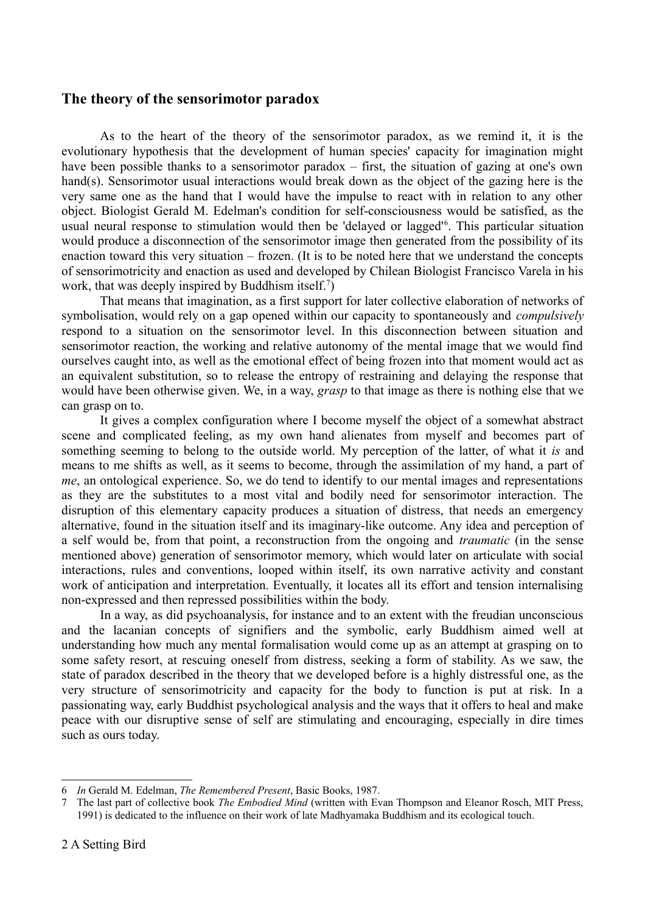## The theory of the sensorimotor paradox

As to the heart of the theory of the sensorimotor paradox, as we remind it, it is the evolutionary hypothesis that the development of human species' capacity for imagination might have been possible thanks to a sensorimotor paradox – first, the situation of gazing at one's own hand(s). Sensorimotor usual interactions would break down as the object of the gazing here is the very same one as the hand that I would have the impulse to react with in relation to any other object. Biologist Gerald M. Edelman's condition for self-consciousness would be satisfied, as the usual neural response to stimulation would then be 'delayed or lagged'[6]. This particular situation would produce a disconnection of the sensorimotor image then generated from the possibility of its enaction toward this very situation – frozen. (It is to be noted here that we understand the concepts of sensorimotricity and enaction as used and developed by Chilean Biologist Francisco Varela in his work, that was deeply inspired by Buddhism itself.[7])

That means that imagination, as a first support for later collective elaboration of networks of symbolisation, would rely on a gap opened within our capacity to spontaneously and *compulsively* respond to a situation on the sensorimotor level. In this disconnection between situation and sensorimotor reaction, the working and relative autonomy of the mental image that we would find ourselves caught into, as well as the emotional effect of being frozen into that moment would act as an equivalent substitution, so to release the entropy of restraining and delaying the response that would have been otherwise given. We, in a way, *grasp* to that image as there is nothing else that we can grasp on to.

It gives a complex configuration where I become myself the object of a somewhat abstract scene and complicated feeling, as my own hand alienates from myself and becomes part of something seeming to belong to the outside world. My perception of the latter, of what it *is* and means to me shifts as well, as it seems to become, through the assimilation of my hand, a part of *me*, an ontological experience. So, we do tend to identify to our mental images and representations as they are the substitutes to a most vital and bodily need for sensorimotor interaction. The disruption of this elementary capacity produces a situation of distress, that needs an emergency alternative, found in the situation itself and its imaginary-like outcome. Any idea and perception of a self would be, from that point, a reconstruction from the ongoing and *traumatic* (in the sense mentioned above) generation of sensorimotor memory, which would later on articulate with social interactions, rules and conventions, looped within itself, its own narrative activity and constant work of anticipation and interpretation. Eventually, it locates all its effort and tension internalising non-expressed and then repressed possibilities within the body.

In a way, as did psychoanalysis, for instance and to an extent with the freudian unconscious and the lacanian concepts of signifiers and the symbolic, early Buddhism aimed well at understanding how much any mental formalisation would come up as an attempt at grasping on to some safety resort, at rescuing oneself from distress, seeking a form of stability. As we saw, the state of paradox described in the theory that we developed before is a highly distressful one, as the very structure of sensorimotricity and capacity for the body to function is put at risk. In a passionating way, early Buddhist psychological analysis and the ways that it offers to heal and make peace with our disruptive sense of self are stimulating and encouraging, especially in dire times such as ours today.

---

6 *In* Gerald M. Edelman, *The Remembered Present*, Basic Books, 1987.

7 The last part of collective book *The Embodied Mind* (written with Evan Thompson and Eleanor Rosch, MIT Press, 1991) is dedicated to the influence on their work of late Madhyamaka Buddhism and its ecological touch.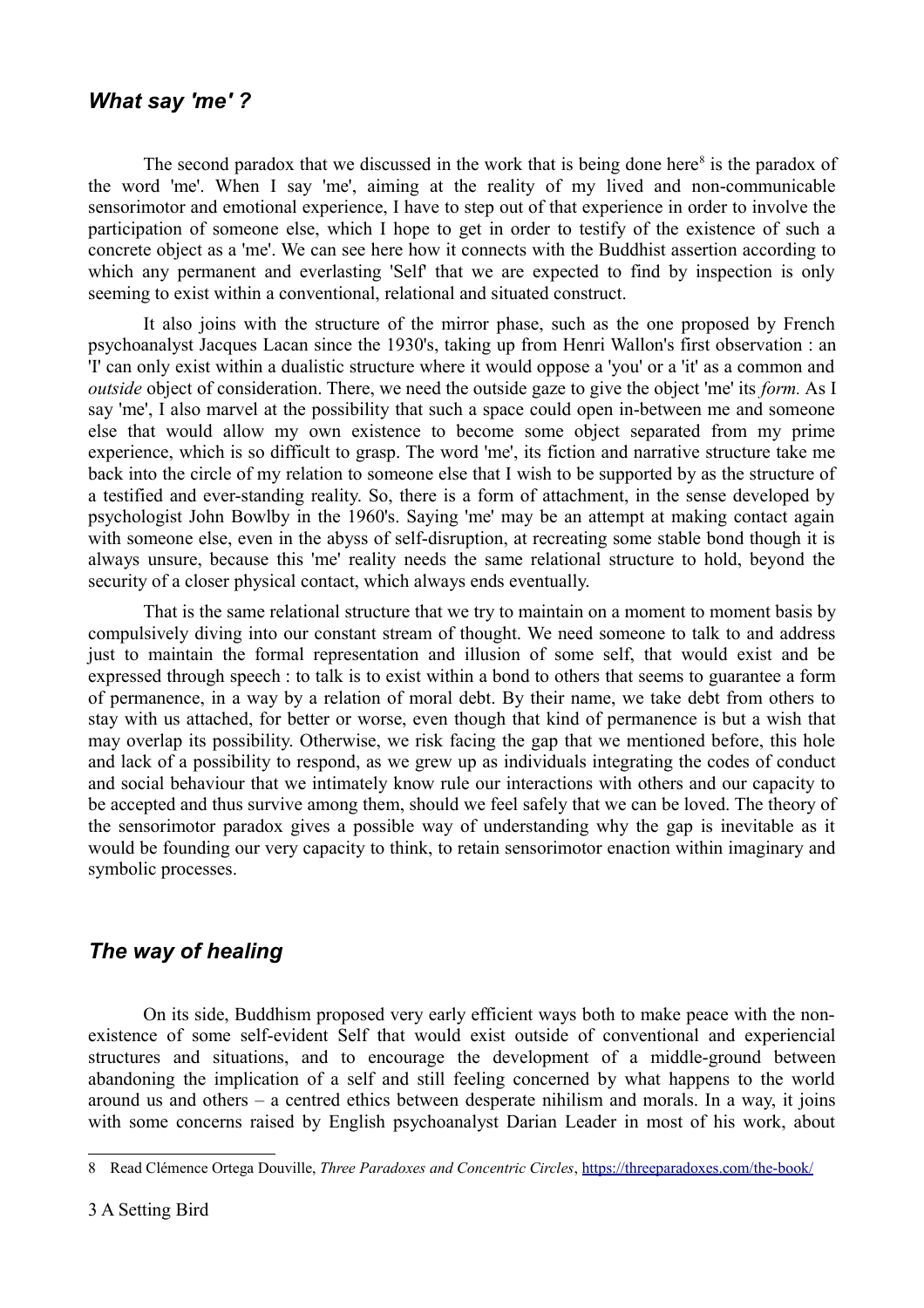## *What say 'me' ?*

The second paradox that we discussed in the work that is being done here[8] is the paradox of the word 'me'. When I say 'me', aiming at the reality of my lived and non-communicable sensorimotor and emotional experience, I have to step out of that experience in order to involve the participation of someone else, which I hope to get in order to testify of the existence of such a concrete object as a 'me'. We can see here how it connects with the Buddhist assertion according to which any permanent and everlasting 'Self' that we are expected to find by inspection is only seeming to exist within a conventional, relational and situated construct.

It also joins with the structure of the mirror phase, such as the one proposed by French psychoanalyst Jacques Lacan since the 1930's, taking up from Henri Wallon's first observation : an 'I' can only exist within a dualistic structure where it would oppose a 'you' or a 'it' as a common and *outside* object of consideration. There, we need the outside gaze to give the object 'me' its *form.* As I say 'me', I also marvel at the possibility that such a space could open in-between me and someone else that would allow my own existence to become some object separated from my prime experience, which is so difficult to grasp. The word 'me', its fiction and narrative structure take me back into the circle of my relation to someone else that I wish to be supported by as the structure of a testified and ever-standing reality. So, there is a form of attachment, in the sense developed by psychologist John Bowlby in the 1960's. Saying 'me' may be an attempt at making contact again with someone else, even in the abyss of self-disruption, at recreating some stable bond though it is always unsure, because this 'me' reality needs the same relational structure to hold, beyond the security of a closer physical contact, which always ends eventually.

That is the same relational structure that we try to maintain on a moment to moment basis by compulsively diving into our constant stream of thought. We need someone to talk to and address just to maintain the formal representation and illusion of some self, that would exist and be expressed through speech : to talk is to exist within a bond to others that seems to guarantee a form of permanence, in a way by a relation of moral debt. By their name, we take debt from others to stay with us attached, for better or worse, even though that kind of permanence is but a wish that may overlap its possibility. Otherwise, we risk facing the gap that we mentioned before, this hole and lack of a possibility to respond, as we grew up as individuals integrating the codes of conduct and social behaviour that we intimately know rule our interactions with others and our capacity to be accepted and thus survive among them, should we feel safely that we can be loved. The theory of the sensorimotor paradox gives a possible way of understanding why the gap is inevitable as it would be founding our very capacity to think, to retain sensorimotor enaction within imaginary and symbolic processes.

## *The way of healing*

On its side, Buddhism proposed very early efficient ways both to make peace with the non-existence of some self-evident Self that would exist outside of conventional and experiencial structures and situations, and to encourage the development of a middle-ground between abandoning the implication of a self and still feeling concerned by what happens to the world around us and others – a centred ethics between desperate nihilism and morals. In a way, it joins with some concerns raised by English psychoanalyst Darian Leader in most of his work, about

---

8 Read Clémence Ortega Douville, *Three Paradoxes and Concentric Circles*, https://threeparadoxes.com/the-book/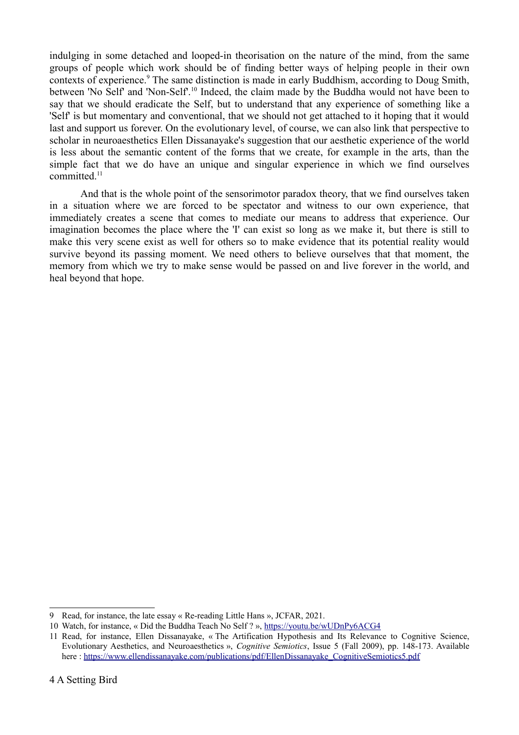indulging in some detached and looped-in theorisation on the nature of the mind, from the same groups of people which work should be of finding better ways of helping people in their own contexts of experience.[9] The same distinction is made in early Buddhism, according to Doug Smith, between 'No Self' and 'Non-Self'.[10] Indeed, the claim made by the Buddha would not have been to say that we should eradicate the Self, but to understand that any experience of something like a 'Self' is but momentary and conventional, that we should not get attached to it hoping that it would last and support us forever. On the evolutionary level, of course, we can also link that perspective to scholar in neuroaesthetics Ellen Dissanayake's suggestion that our aesthetic experience of the world is less about the semantic content of the forms that we create, for example in the arts, than the simple fact that we do have an unique and singular experience in which we find ourselves committed.[11]

And that is the whole point of the sensorimotor paradox theory, that we find ourselves taken in a situation where we are forced to be spectator and witness to our own experience, that immediately creates a scene that comes to mediate our means to address that experience. Our imagination becomes the place where the 'I' can exist so long as we make it, but there is still to make this very scene exist as well for others so to make evidence that its potential reality would survive beyond its passing moment. We need others to believe ourselves that that moment, the memory from which we try to make sense would be passed on and live forever in the world, and heal beyond that hope.

---

9 Read, for instance, the late essay « Re-reading Little Hans », JCFAR, 2021.

10 Watch, for instance, « Did the Buddha Teach No Self ? », https://youtu.be/wUDnPy6ACG4

11 Read, for instance, Ellen Dissanayake, « The Artification Hypothesis and Its Relevance to Cognitive Science, Evolutionary Aesthetics, and Neuroaesthetics », *Cognitive Semiotics*, Issue 5 (Fall 2009), pp. 148-173. Available here : https://www.ellendissanayake.com/publications/pdf/EllenDissanayake_CognitiveSemiotics5.pdf